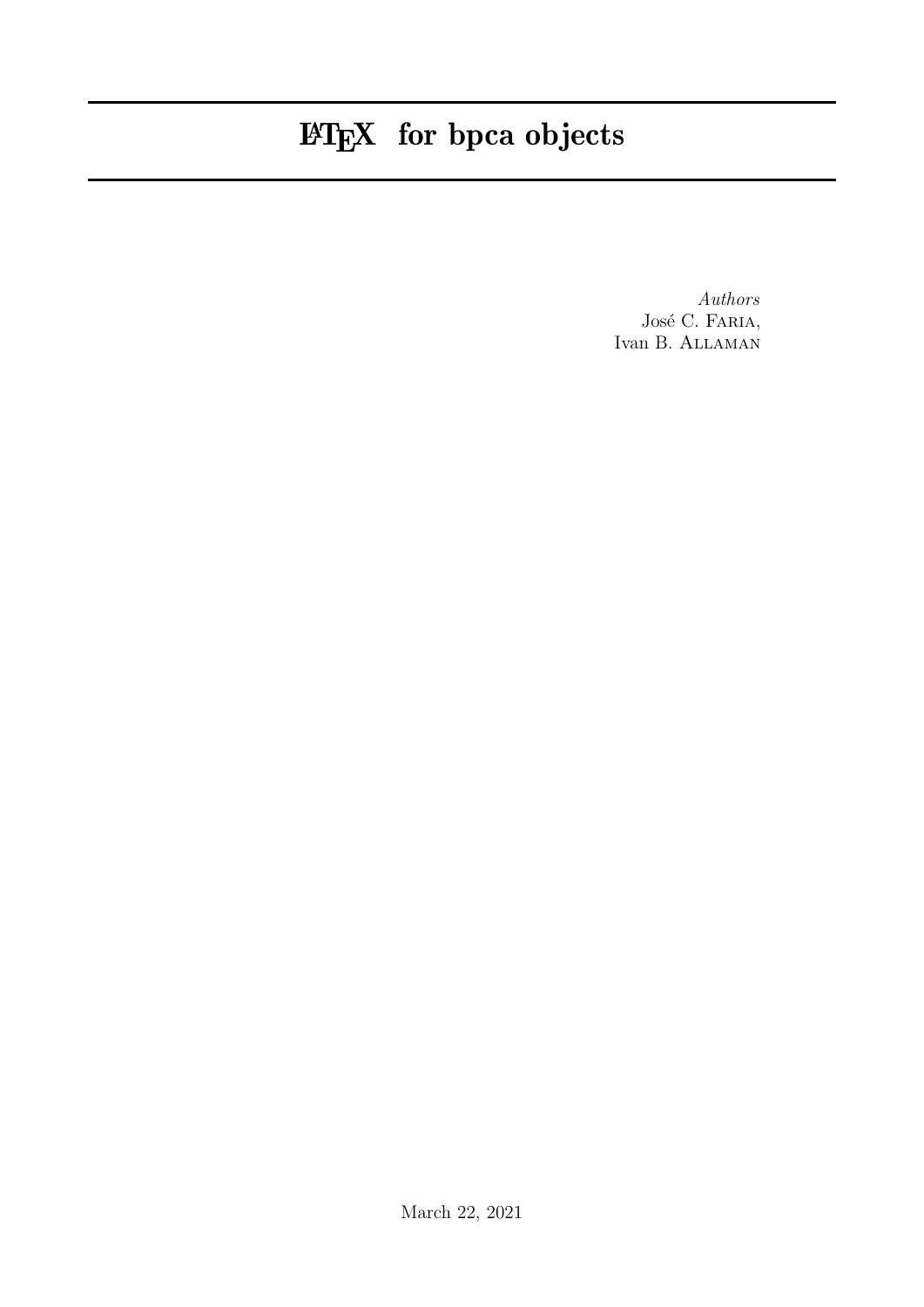# LaTeX for bpca objects

*Authors*
José C. Faria,
Ivan B. Allaman

March 22, 2021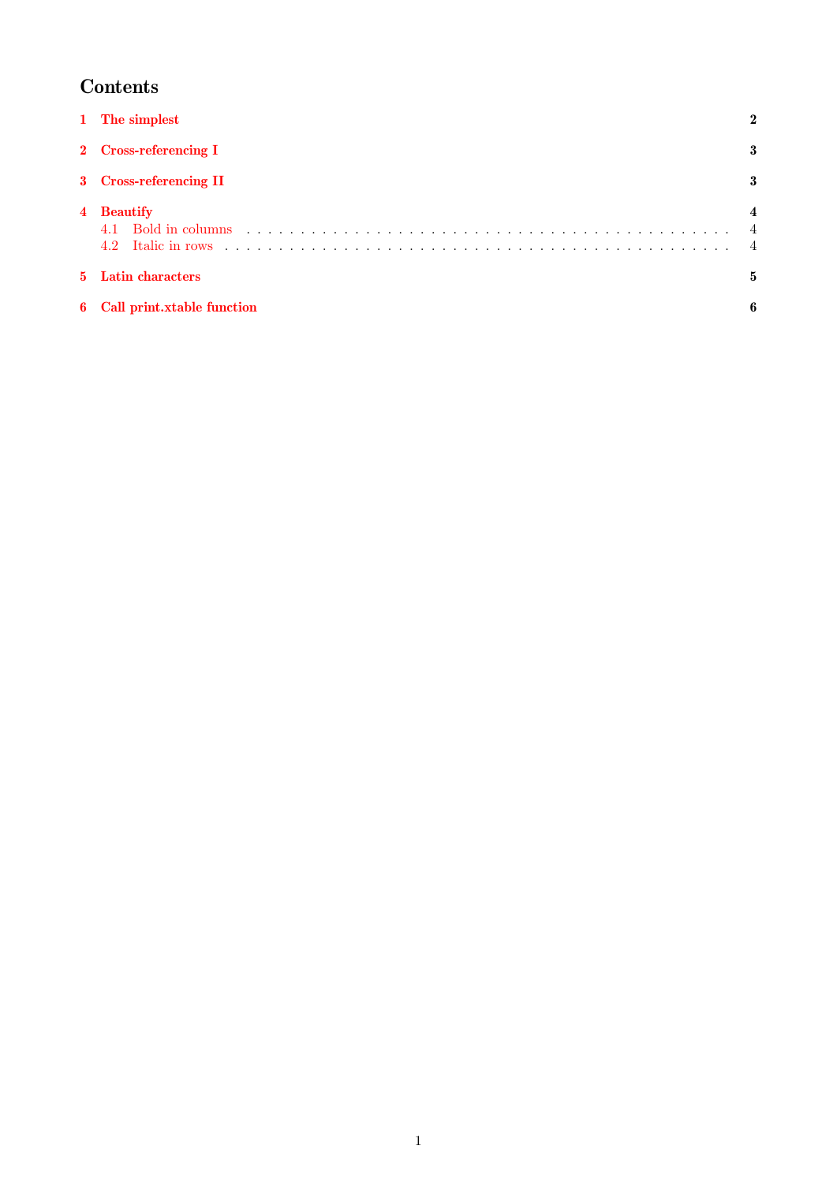# Contents

**1 The simplest** **2**

**2 Cross-referencing I** **3**

**3 Cross-referencing II** **3**

**4 Beautify** **4**

- 4.1 Bold in columns . . . . . . . . . . . . . . . . . . . . . . . . . . . . . . . . . . . . . . . . . . . . . 4
- 4.2 Italic in rows . . . . . . . . . . . . . . . . . . . . . . . . . . . . . . . . . . . . . . . . . . . . . . 4

**5 Latin characters** **5**

**6 Call print.xtable function** **6**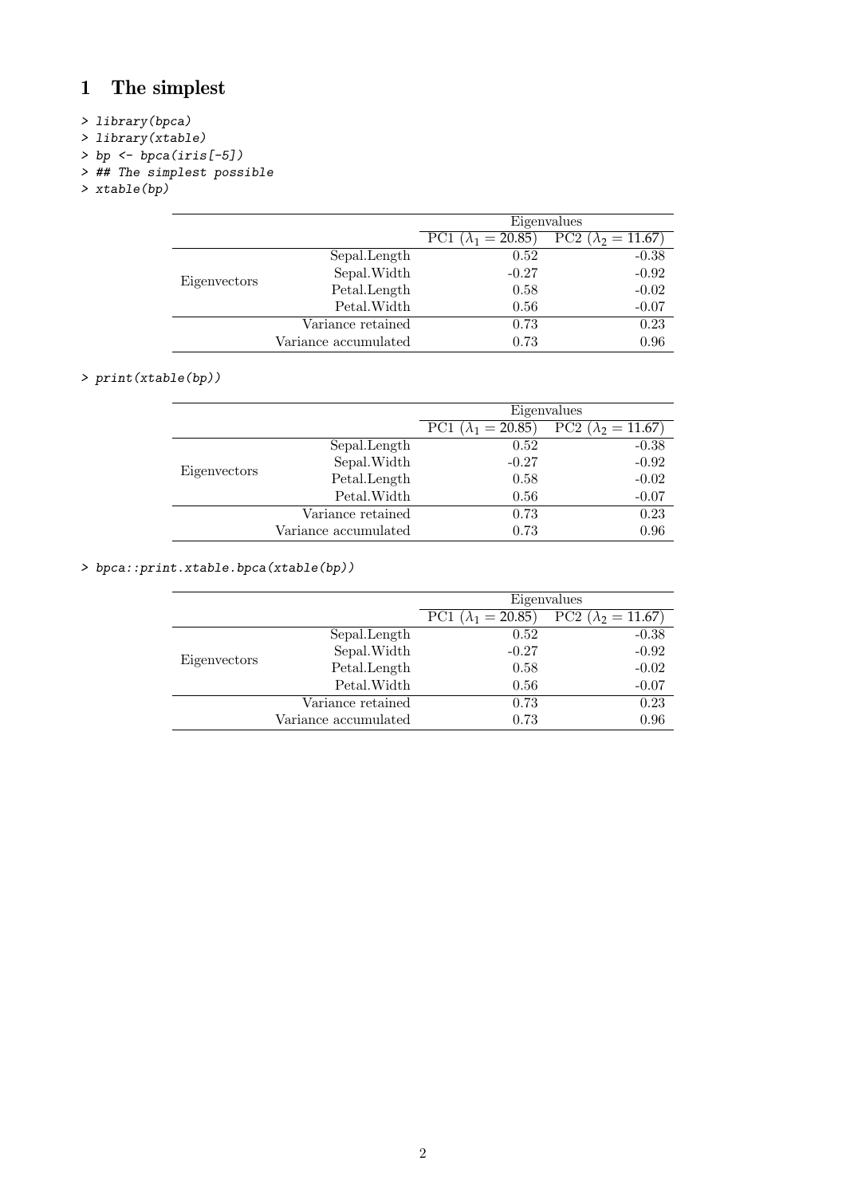# 1 The simplest

```
> library(bpca)
> library(xtable)
> bp <- bpca(iris[-5])
> ## The simplest possible
> xtable(bp)
```

| | | Eigenvalues | |
|---|---|---|---|
| | | PC1 ($\lambda_1 = 20.85$) | PC2 ($\lambda_2 = 11.67$) |
| Eigenvectors | Sepal.Length | 0.52 | -0.38 |
| | Sepal.Width | -0.27 | -0.92 |
| | Petal.Length | 0.58 | -0.02 |
| | Petal.Width | 0.56 | -0.07 |
| | Variance retained | 0.73 | 0.23 |
| | Variance accumulated | 0.73 | 0.96 |

```
> print(xtable(bp))
```

| | | Eigenvalues | |
|---|---|---|---|
| | | PC1 ($\lambda_1 = 20.85$) | PC2 ($\lambda_2 = 11.67$) |
| Eigenvectors | Sepal.Length | 0.52 | -0.38 |
| | Sepal.Width | -0.27 | -0.92 |
| | Petal.Length | 0.58 | -0.02 |
| | Petal.Width | 0.56 | -0.07 |
| | Variance retained | 0.73 | 0.23 |
| | Variance accumulated | 0.73 | 0.96 |

```
> bpca::print.xtable.bpca(xtable(bp))
```

| | | Eigenvalues | |
|---|---|---|---|
| | | PC1 ($\lambda_1 = 20.85$) | PC2 ($\lambda_2 = 11.67$) |
| Eigenvectors | Sepal.Length | 0.52 | -0.38 |
| | Sepal.Width | -0.27 | -0.92 |
| | Petal.Length | 0.58 | -0.02 |
| | Petal.Width | 0.56 | -0.07 |
| | Variance retained | 0.73 | 0.23 |
| | Variance accumulated | 0.73 | 0.96 |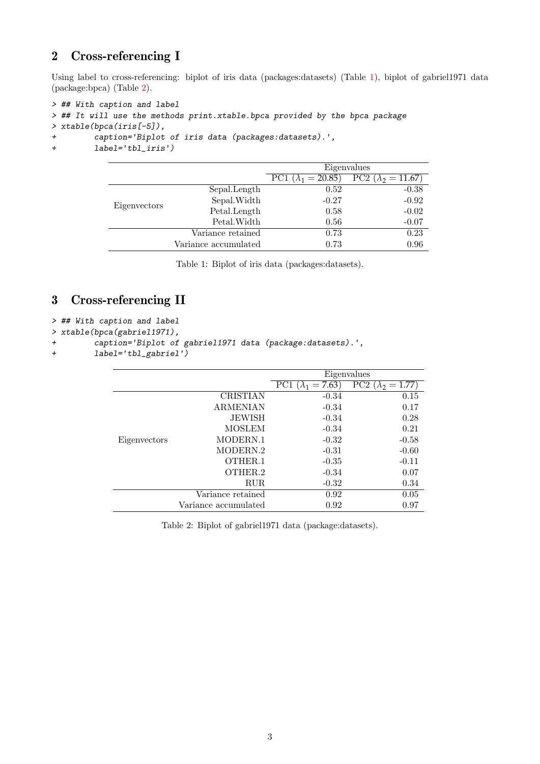## 2 Cross-referencing I

Using label to cross-referencing: biplot of iris data (packages:datasets) (Table 1), biplot of gabriel1971 data (package:bpca) (Table 2).

```
> ## With caption and label
> ## It will use the methods print.xtable.bpca provided by the bpca package
> xtable(bpca(iris[-5]),
+        caption='Biplot of iris data (packages:datasets).',
+        label='tbl_iris')
```

| | | Eigenvalues | |
|---|---|---|---|
| | | PC1 ($\lambda_1 = 20.85$) | PC2 ($\lambda_2 = 11.67$) |
| Eigenvectors | Sepal.Length | 0.52 | -0.38 |
| | Sepal.Width | -0.27 | -0.92 |
| | Petal.Length | 0.58 | -0.02 |
| | Petal.Width | 0.56 | -0.07 |
| | Variance retained | 0.73 | 0.23 |
| | Variance accumulated | 0.73 | 0.96 |

Table 1: Biplot of iris data (packages:datasets).

## 3 Cross-referencing II

```
> ## With caption and label
> xtable(bpca(gabriel1971),
+        caption='Biplot of gabriel1971 data (package:datasets).',
+        label='tbl_gabriel')
```

| | | Eigenvalues | |
|---|---|---|---|
| | | PC1 ($\lambda_1 = 7.63$) | PC2 ($\lambda_2 = 1.77$) |
| Eigenvectors | CRISTIAN | -0.34 | 0.15 |
| | ARMENIAN | -0.34 | 0.17 |
| | JEWISH | -0.34 | 0.28 |
| | MOSLEM | -0.34 | 0.21 |
| | MODERN.1 | -0.32 | -0.58 |
| | MODERN.2 | -0.31 | -0.60 |
| | OTHER.1 | -0.35 | -0.11 |
| | OTHER.2 | -0.34 | 0.07 |
| | RUR | -0.32 | 0.34 |
| | Variance retained | 0.92 | 0.05 |
| | Variance accumulated | 0.92 | 0.97 |

Table 2: Biplot of gabriel1971 data (package:datasets).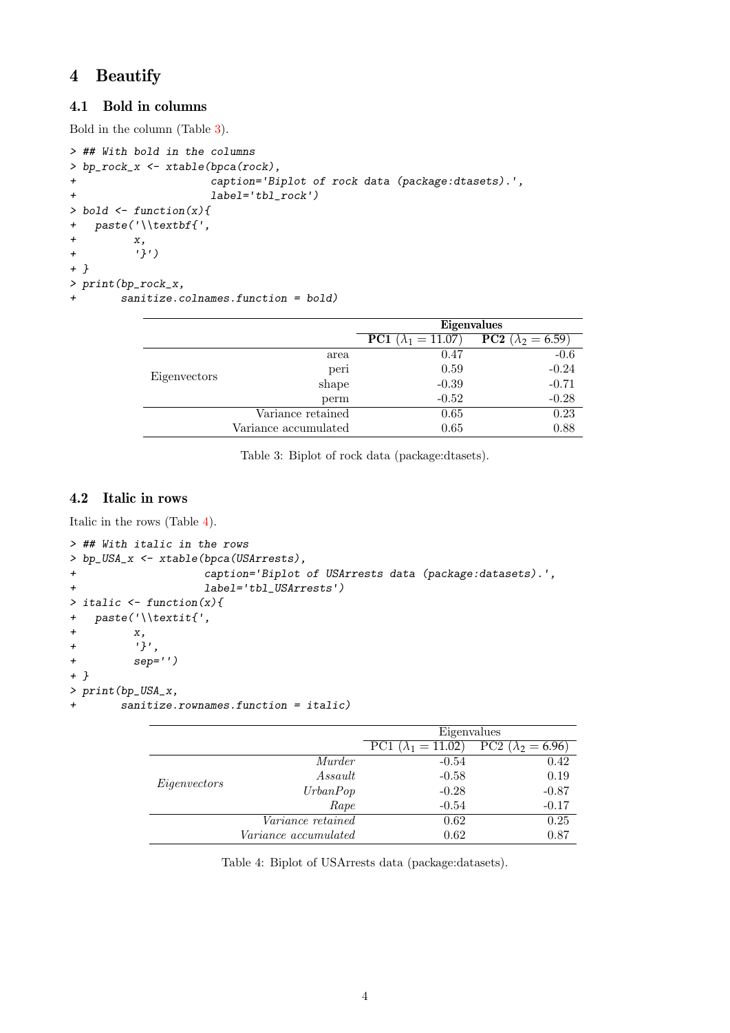# 4 Beautify

## 4.1 Bold in columns

Bold in the column (Table 3).

```
> ## With bold in the columns
> bp_rock_x <- xtable(bpca(rock),
+                     caption='Biplot of rock data (package:dtasets).',
+                     label='tbl_rock')
> bold <- function(x){
+   paste('\\textbf{',
+         x,
+         '}')
+ }
> print(bp_rock_x,
+       sanitize.colnames.function = bold)
```

| | | **Eigenvalues** | |
|---|---|---|---|
| | | **PC1** ($\lambda_1 = 11.07$) | **PC2** ($\lambda_2 = 6.59$) |
| Eigenvectors | area | 0.47 | -0.6 |
| | peri | 0.59 | -0.24 |
| | shape | -0.39 | -0.71 |
| | perm | -0.52 | -0.28 |
| | Variance retained | 0.65 | 0.23 |
| | Variance accumulated | 0.65 | 0.88 |

Table 3: Biplot of rock data (package:dtasets).

## 4.2 Italic in rows

Italic in the rows (Table 4).

```
> ## With italic in the rows
> bp_USA_x <- xtable(bpca(USArrests),
+                    caption='Biplot of USArrests data (package:datasets).',
+                    label='tbl_USArrests')
> italic <- function(x){
+   paste('\\textit{',
+         x,
+         '}',
+         sep='')
+ }
> print(bp_USA_x,
+       sanitize.rownames.function = italic)
```

| | | Eigenvalues | |
|---|---|---|---|
| | | PC1 ($\lambda_1 = 11.02$) | PC2 ($\lambda_2 = 6.96$) |
| *Eigenvectors* | *Murder* | -0.54 | 0.42 |
| | *Assault* | -0.58 | 0.19 |
| | *UrbanPop* | -0.28 | -0.87 |
| | *Rape* | -0.54 | -0.17 |
| | *Variance retained* | 0.62 | 0.25 |
| | *Variance accumulated* | 0.62 | 0.87 |

Table 4: Biplot of USArrests data (package:datasets).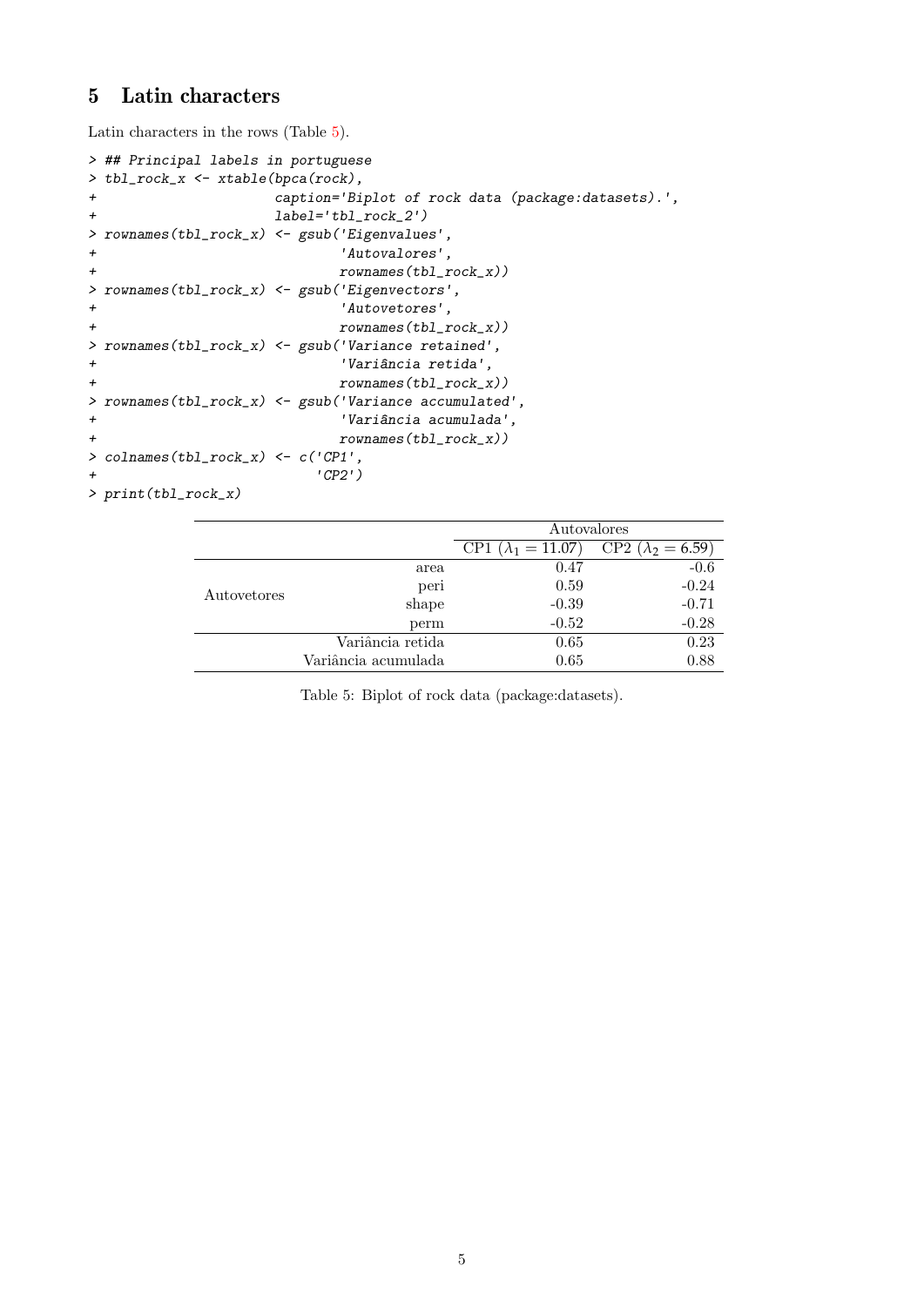## 5 Latin characters

Latin characters in the rows (Table 5).

```
> ## Principal labels in portuguese
> tbl_rock_x <- xtable(bpca(rock),
+                      caption='Biplot of rock data (package:datasets).',
+                      label='tbl_rock_2')
> rownames(tbl_rock_x) <- gsub('Eigenvalues',
+                              'Autovalores',
+                              rownames(tbl_rock_x))
> rownames(tbl_rock_x) <- gsub('Eigenvectors',
+                              'Autovetores',
+                              rownames(tbl_rock_x))
> rownames(tbl_rock_x) <- gsub('Variance retained',
+                              'Variância retida',
+                              rownames(tbl_rock_x))
> rownames(tbl_rock_x) <- gsub('Variance accumulated',
+                              'Variância acumulada',
+                              rownames(tbl_rock_x))
> colnames(tbl_rock_x) <- c('CP1',
+                           'CP2')
> print(tbl_rock_x)
```

| | | Autovalores | |
|---|---|---|---|
| | | CP1 ($\lambda_1 = 11.07$) | CP2 ($\lambda_2 = 6.59$) |
| Autovetores | area | 0.47 | -0.6 |
| | peri | 0.59 | -0.24 |
| | shape | -0.39 | -0.71 |
| | perm | -0.52 | -0.28 |
| | Variância retida | 0.65 | 0.23 |
| | Variância acumulada | 0.65 | 0.88 |

Table 5: Biplot of rock data (package:datasets).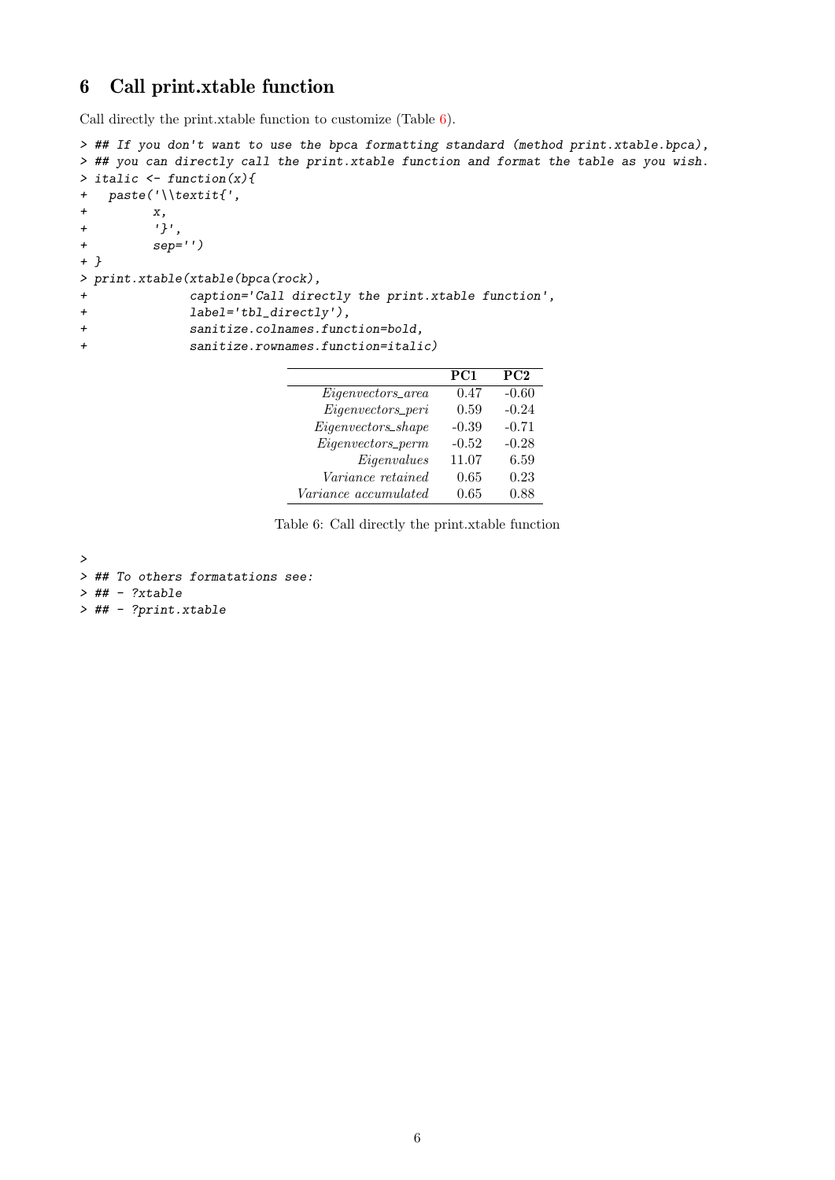## 6 Call print.xtable function

Call directly the print.xtable function to customize (Table 6).

```
> ## If you don't want to use the bpca formatting standard (method print.xtable.bpca),
> ## you can directly call the print.xtable function and format the table as you wish.
> italic <- function(x){
+   paste('\\textit{',
+         x,
+         '}',
+         sep='')
+ }
> print.xtable(xtable(bpca(rock),
+              caption='Call directly the print.xtable function',
+              label='tbl_directly'),
+              sanitize.colnames.function=bold,
+              sanitize.rownames.function=italic)
```

| | **PC1** | **PC2** |
|---|---|---|
| *Eigenvectors_area* | 0.47 | -0.60 |
| *Eigenvectors_peri* | 0.59 | -0.24 |
| *Eigenvectors_shape* | -0.39 | -0.71 |
| *Eigenvectors_perm* | -0.52 | -0.28 |
| *Eigenvalues* | 11.07 | 6.59 |
| *Variance retained* | 0.65 | 0.23 |
| *Variance accumulated* | 0.65 | 0.88 |

Table 6: Call directly the print.xtable function

```
>
> ## To others formatations see:
> ## - ?xtable
> ## - ?print.xtable
```